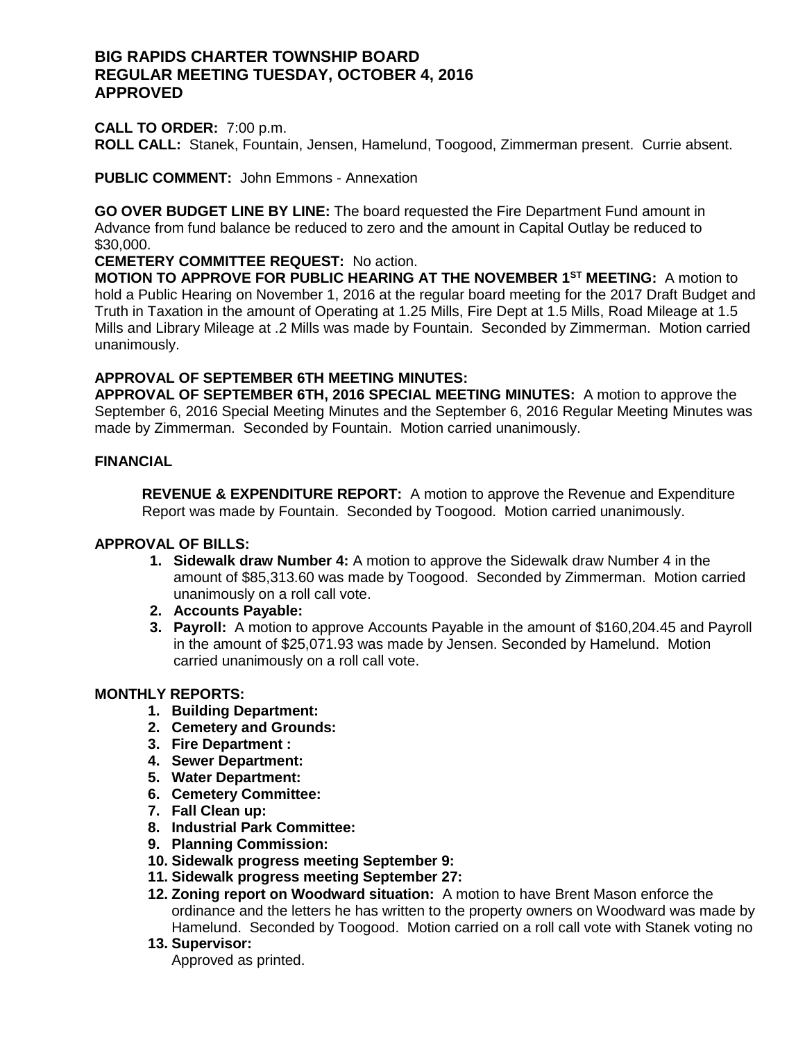**BIG RAPIDS CHARTER TOWNSHIP BOARD**
**REGULAR MEETING TUESDAY, OCTOBER 4, 2016**
**APPROVED**

**CALL TO ORDER:** 7:00 p.m.
**ROLL CALL:** Stanek, Fountain, Jensen, Hamelund, Toogood, Zimmerman present. Currie absent.

**PUBLIC COMMENT:** John Emmons - Annexation

**GO OVER BUDGET LINE BY LINE:** The board requested the Fire Department Fund amount in Advance from fund balance be reduced to zero and the amount in Capital Outlay be reduced to $30,000.

**CEMETERY COMMITTEE REQUEST:** No action.

**MOTION TO APPROVE FOR PUBLIC HEARING AT THE NOVEMBER 1ST MEETING:** A motion to hold a Public Hearing on November 1, 2016 at the regular board meeting for the 2017 Draft Budget and Truth in Taxation in the amount of Operating at 1.25 Mills, Fire Dept at 1.5 Mills, Road Mileage at 1.5 Mills and Library Mileage at .2 Mills was made by Fountain. Seconded by Zimmerman. Motion carried unanimously.

**APPROVAL OF SEPTEMBER 6TH MEETING MINUTES:**
**APPROVAL OF SEPTEMBER 6TH, 2016 SPECIAL MEETING MINUTES:** A motion to approve the September 6, 2016 Special Meeting Minutes and the September 6, 2016 Regular Meeting Minutes was made by Zimmerman. Seconded by Fountain. Motion carried unanimously.

**FINANCIAL**

**REVENUE & EXPENDITURE REPORT:** A motion to approve the Revenue and Expenditure Report was made by Fountain. Seconded by Toogood. Motion carried unanimously.

**APPROVAL OF BILLS:**

1. **Sidewalk draw Number 4:** A motion to approve the Sidewalk draw Number 4 in the amount of $85,313.60 was made by Toogood. Seconded by Zimmerman. Motion carried unanimously on a roll call vote.
2. **Accounts Payable:**
3. **Payroll:** A motion to approve Accounts Payable in the amount of $160,204.45 and Payroll in the amount of $25,071.93 was made by Jensen. Seconded by Hamelund. Motion carried unanimously on a roll call vote.

**MONTHLY REPORTS:**

1. **Building Department:**
2. **Cemetery and Grounds:**
3. **Fire Department :**
4. **Sewer Department:**
5. **Water Department:**
6. **Cemetery Committee:**
7. **Fall Clean up:**
8. **Industrial Park Committee:**
9. **Planning Commission:**
10. **Sidewalk progress meeting September 9:**
11. **Sidewalk progress meeting September 27:**
12. **Zoning report on Woodward situation:** A motion to have Brent Mason enforce the ordinance and the letters he has written to the property owners on Woodward was made by Hamelund. Seconded by Toogood. Motion carried on a roll call vote with Stanek voting no
13. **Supervisor:**
    Approved as printed.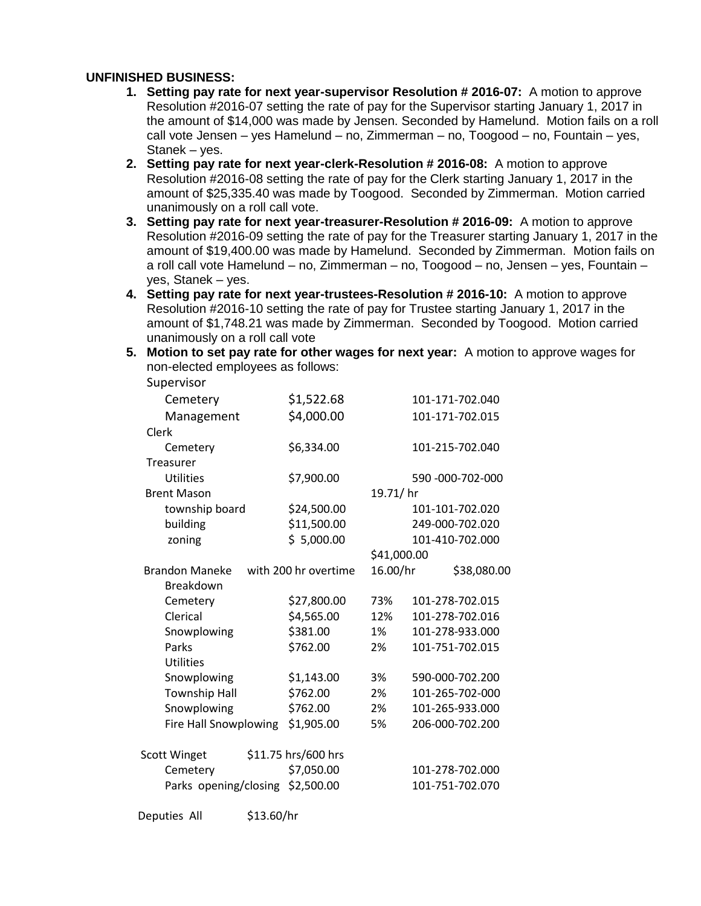**UNFINISHED BUSINESS:**

1. **Setting pay rate for next year-supervisor Resolution # 2016-07:** A motion to approve Resolution #2016-07 setting the rate of pay for the Supervisor starting January 1, 2017 in the amount of $14,000 was made by Jensen. Seconded by Hamelund. Motion fails on a roll call vote Jensen – yes Hamelund – no, Zimmerman – no, Toogood – no, Fountain – yes, Stanek – yes.
2. **Setting pay rate for next year-clerk-Resolution # 2016-08:** A motion to approve Resolution #2016-08 setting the rate of pay for the Clerk starting January 1, 2017 in the amount of $25,335.40 was made by Toogood. Seconded by Zimmerman. Motion carried unanimously on a roll call vote.
3. **Setting pay rate for next year-treasurer-Resolution # 2016-09:** A motion to approve Resolution #2016-09 setting the rate of pay for the Treasurer starting January 1, 2017 in the amount of $19,400.00 was made by Hamelund. Seconded by Zimmerman. Motion fails on a roll call vote Hamelund – no, Zimmerman – no, Toogood – no, Jensen – yes, Fountain – yes, Stanek – yes.
4. **Setting pay rate for next year-trustees-Resolution # 2016-10:** A motion to approve Resolution #2016-10 setting the rate of pay for Trustee starting January 1, 2017 in the amount of $1,748.21 was made by Zimmerman. Seconded by Toogood. Motion carried unanimously on a roll call vote
5. **Motion to set pay rate for other wages for next year:** A motion to approve wages for non-elected employees as follows:

| | | | |
|---|---|---|---|
| Supervisor | | | |
| Cemetery | $1,522.68 | | 101-171-702.040 |
| Management | $4,000.00 | | 101-171-702.015 |
| Clerk | | | |
| Cemetery | $6,334.00 | | 101-215-702.040 |
| Treasurer | | | |
| Utilities | $7,900.00 | | 590 -000-702-000 |
| Brent Mason | | 19.71/ hr | |
| township board | $24,500.00 | | 101-101-702.020 |
| building | $11,500.00 | | 249-000-702.020 |
| zoning | $ 5,000.00 | | 101-410-702.000 |
| | | $41,000.00 | |
| Brandon Maneke | with 200 hr overtime | 16.00/hr | $38,080.00 |
| Breakdown | | | |
| Cemetery | $27,800.00 | 73% | 101-278-702.015 |
| Clerical | $4,565.00 | 12% | 101-278-702.016 |
| Snowplowing | $381.00 | 1% | 101-278-933.000 |
| Parks | $762.00 | 2% | 101-751-702.015 |
| Utilities | | | |
| Snowplowing | $1,143.00 | 3% | 590-000-702.200 |
| Township Hall | $762.00 | 2% | 101-265-702-000 |
| Snowplowing | $762.00 | 2% | 101-265-933.000 |
| Fire Hall Snowplowing | $1,905.00 | 5% | 206-000-702.200 |
| | | | |
| Scott Winget | $11.75 hrs/600 hrs | | |
| Cemetery | $7,050.00 | | 101-278-702.000 |
| Parks opening/closing | $2,500.00 | | 101-751-702.070 |
| | | | |
| Deputies All | $13.60/hr | | |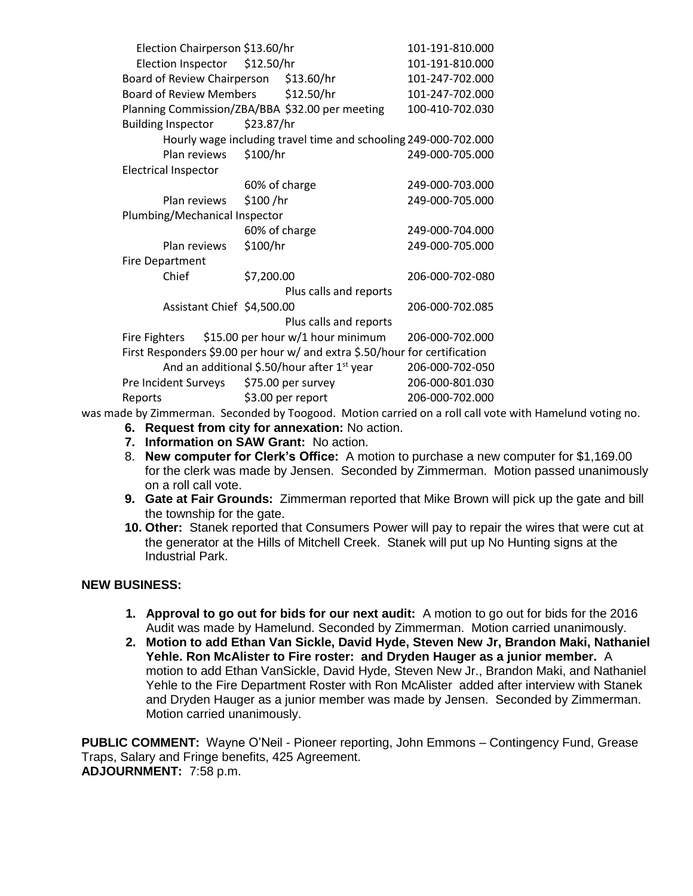| | | |
|---|---|---|
| Election Chairperson $13.60/hr | | 101-191-810.000 |
| Election Inspector | $12.50/hr | 101-191-810.000 |
| Board of Review Chairperson | $13.60/hr | 101-247-702.000 |
| Board of Review Members | $12.50/hr | 101-247-702.000 |
| Planning Commission/ZBA/BBA $32.00 per meeting | | 100-410-702.030 |
| Building Inspector | $23.87/hr | |
| Hourly wage including travel time and schooling | | 249-000-702.000 |
| Plan reviews | $100/hr | 249-000-705.000 |
| Electrical Inspector | | |
| | 60% of charge | 249-000-703.000 |
| Plan reviews | $100 /hr | 249-000-705.000 |
| Plumbing/Mechanical Inspector | | |
| | 60% of charge | 249-000-704.000 |
| Plan reviews | $100/hr | 249-000-705.000 |
| Fire Department | | |
| Chief | $7,200.00 | 206-000-702-080 |
| | Plus calls and reports | |
| Assistant Chief | $4,500.00 | 206-000-702.085 |
| | Plus calls and reports | |
| Fire Fighters | $15.00 per hour w/1 hour minimum | 206-000-702.000 |
| First Responders $9.00 per hour w/ and extra $.50/hour for certification | | |
| | And an additional $.50/hour after 1st year | 206-000-702-050 |
| Pre Incident Surveys | $75.00 per survey | 206-000-801.030 |
| Reports | $3.00 per report | 206-000-702.000 |

was made by Zimmerman. Seconded by Toogood. Motion carried on a roll call vote with Hamelund voting no.

6. **Request from city for annexation:** No action.
7. **Information on SAW Grant:** No action.
8. **New computer for Clerk's Office:** A motion to purchase a new computer for $1,169.00 for the clerk was made by Jensen. Seconded by Zimmerman. Motion passed unanimously on a roll call vote.
9. **Gate at Fair Grounds:** Zimmerman reported that Mike Brown will pick up the gate and bill the township for the gate.
10. **Other:** Stanek reported that Consumers Power will pay to repair the wires that were cut at the generator at the Hills of Mitchell Creek. Stanek will put up No Hunting signs at the Industrial Park.

**NEW BUSINESS:**

1. **Approval to go out for bids for our next audit:** A motion to go out for bids for the 2016 Audit was made by Hamelund. Seconded by Zimmerman. Motion carried unanimously.
2. **Motion to add Ethan Van Sickle, David Hyde, Steven New Jr, Brandon Maki, Nathaniel Yehle. Ron McAlister to Fire roster: and Dryden Hauger as a junior member.** A motion to add Ethan VanSickle, David Hyde, Steven New Jr., Brandon Maki, and Nathaniel Yehle to the Fire Department Roster with Ron McAlister added after interview with Stanek and Dryden Hauger as a junior member was made by Jensen. Seconded by Zimmerman. Motion carried unanimously.

**PUBLIC COMMENT:** Wayne O'Neil - Pioneer reporting, John Emmons – Contingency Fund, Grease Traps, Salary and Fringe benefits, 425 Agreement.
**ADJOURNMENT:** 7:58 p.m.